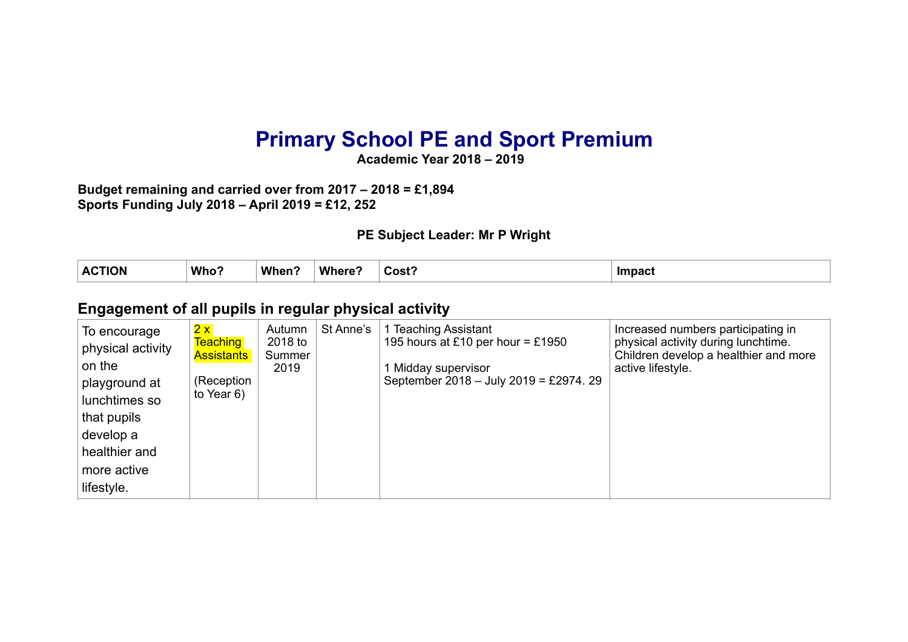# Primary School PE and Sport Premium

**Academic Year 2018 – 2019**

**Budget remaining and carried over from 2017 – 2018 = £1,894**
**Sports Funding July 2018 – April 2019 = £12, 252**

**PE Subject Leader: Mr P Wright**

| ACTION | Who? | When? | Where? | Cost? | Impact |
|---|---|---|---|---|---|
| **Engagement of all pupils in regular physical activity** | | | | | |
| To encourage physical activity on the playground at lunchtimes so that pupils develop a healthier and more active lifestyle. | 2 x Teaching Assistants<br><br>(Reception to Year 6) | Autumn 2018 to Summer 2019 | St Anne's | 1 Teaching Assistant<br>195 hours at £10 per hour = £1950<br><br>1 Midday supervisor<br>September 2018 – July 2019 = £2974. 29 | Increased numbers participating in physical activity during lunchtime. Children develop a healthier and more active lifestyle. |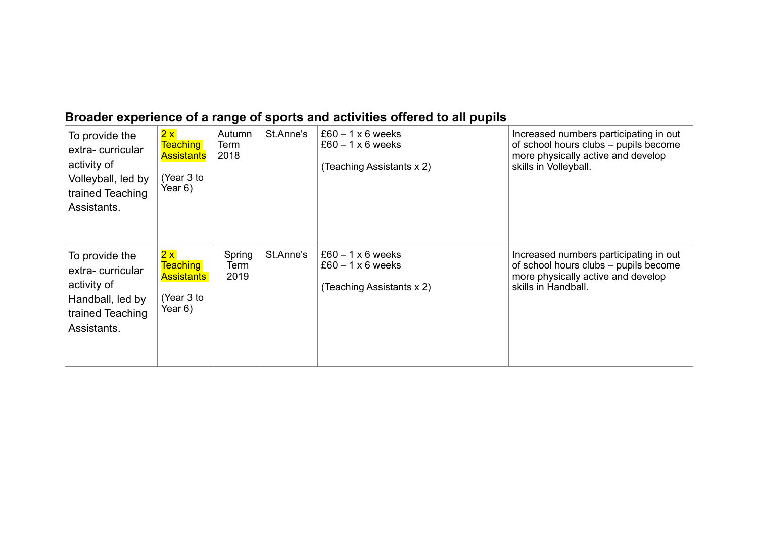## Broader experience of a range of sports and activities offered to all pupils

| | | | | | |
|---|---|---|---|---|---|
| To provide the extra- curricular activity of Volleyball, led by trained Teaching Assistants. | 2 x Teaching Assistants<br><br>(Year 3 to Year 6) | Autumn Term 2018 | St.Anne's | £60 – 1 x 6 weeks<br>£60 – 1 x 6 weeks<br><br>(Teaching Assistants x 2) | Increased numbers participating in out of school hours clubs – pupils become more physically active and develop skills in Volleyball. |
| To provide the extra- curricular activity of Handball, led by trained Teaching Assistants. | 2 x Teaching Assistants<br><br>(Year 3 to Year 6) | Spring Term 2019 | St.Anne's | £60 – 1 x 6 weeks<br>£60 – 1 x 6 weeks<br><br>(Teaching Assistants x 2) | Increased numbers participating in out of school hours clubs – pupils become more physically active and develop skills in Handball. |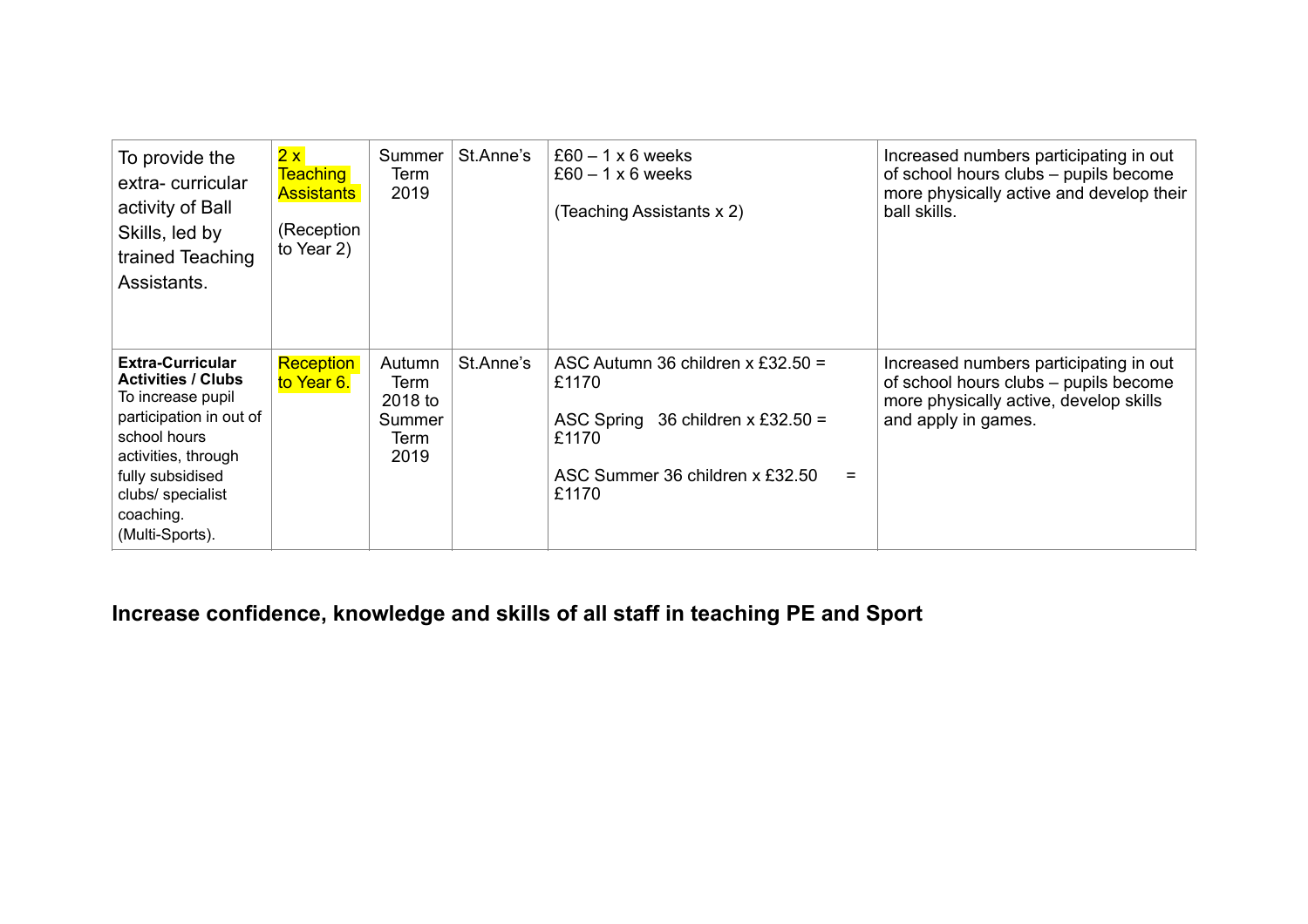| To provide the extra- curricular activity of Ball Skills, led by trained Teaching Assistants. | 2 x Teaching Assistants<br><br>(Reception to Year 2) | Summer Term 2019 | St.Anne's | £60 – 1 x 6 weeks<br>£60 – 1 x 6 weeks<br><br>(Teaching Assistants x 2) | Increased numbers participating in out of school hours clubs – pupils become more physically active and develop their ball skills. |
|---|---|---|---|---|---|
| **Extra-Curricular Activities / Clubs**<br>To increase pupil participation in out of school hours activities, through fully subsidised clubs/ specialist coaching. (Multi-Sports). | Reception to Year 6. | Autumn Term 2018 to Summer Term 2019 | St.Anne's | ASC Autumn 36 children x £32.50 = £1170<br><br>ASC Spring 36 children x £32.50 = £1170<br><br>ASC Summer 36 children x £32.50 = £1170 | Increased numbers participating in out of school hours clubs – pupils become more physically active, develop skills and apply in games. |

## Increase confidence, knowledge and skills of all staff in teaching PE and Sport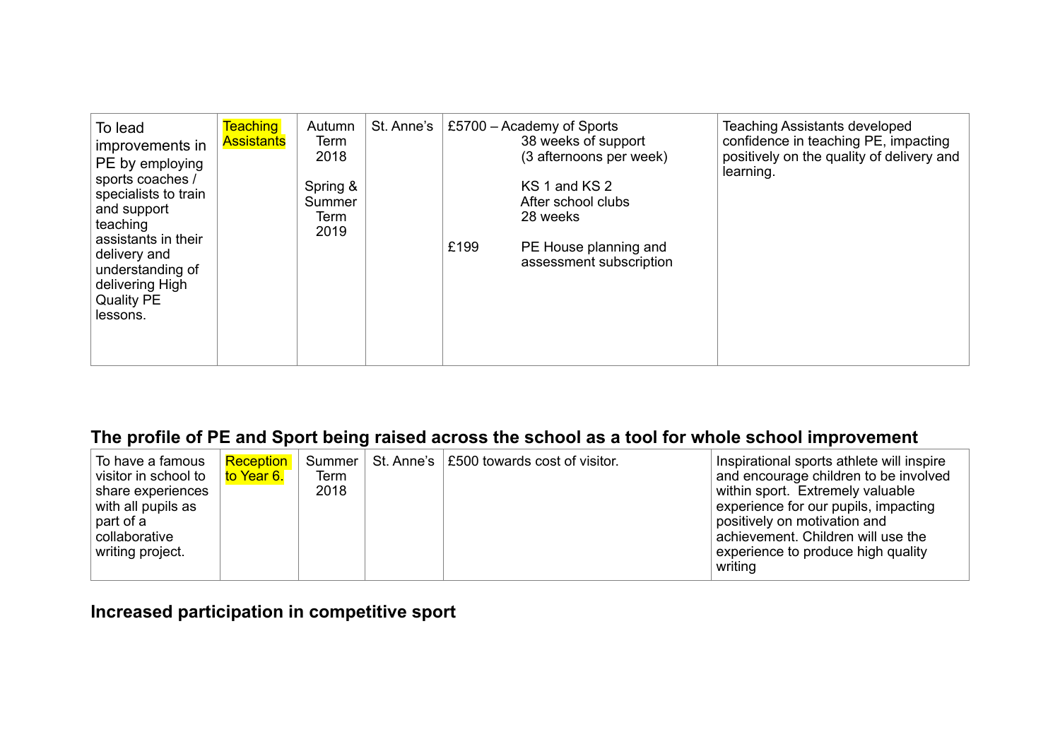| | | | | | |
|---|---|---|---|---|---|
| To lead improvements in PE by employing sports coaches / specialists to train and support teaching assistants in their delivery and understanding of delivering High Quality PE lessons. | Teaching Assistants | Autumn Term 2018<br><br>Spring & Summer Term 2019 | St. Anne's | £5700 – Academy of Sports<br>38 weeks of support<br>(3 afternoons per week)<br><br>KS 1 and KS 2<br>After school clubs<br>28 weeks<br><br>£199 PE House planning and assessment subscription | Teaching Assistants developed confidence in teaching PE, impacting positively on the quality of delivery and learning. |

## The profile of PE and Sport being raised across the school as a tool for whole school improvement

| | | | | | |
|---|---|---|---|---|---|
| To have a famous visitor in school to share experiences with all pupils as part of a collaborative writing project. | Reception to Year 6. | Summer Term 2018 | St. Anne's | £500 towards cost of visitor. | Inspirational sports athlete will inspire and encourage children to be involved within sport. Extremely valuable experience for our pupils, impacting positively on motivation and achievement. Children will use the experience to produce high quality writing |

## Increased participation in competitive sport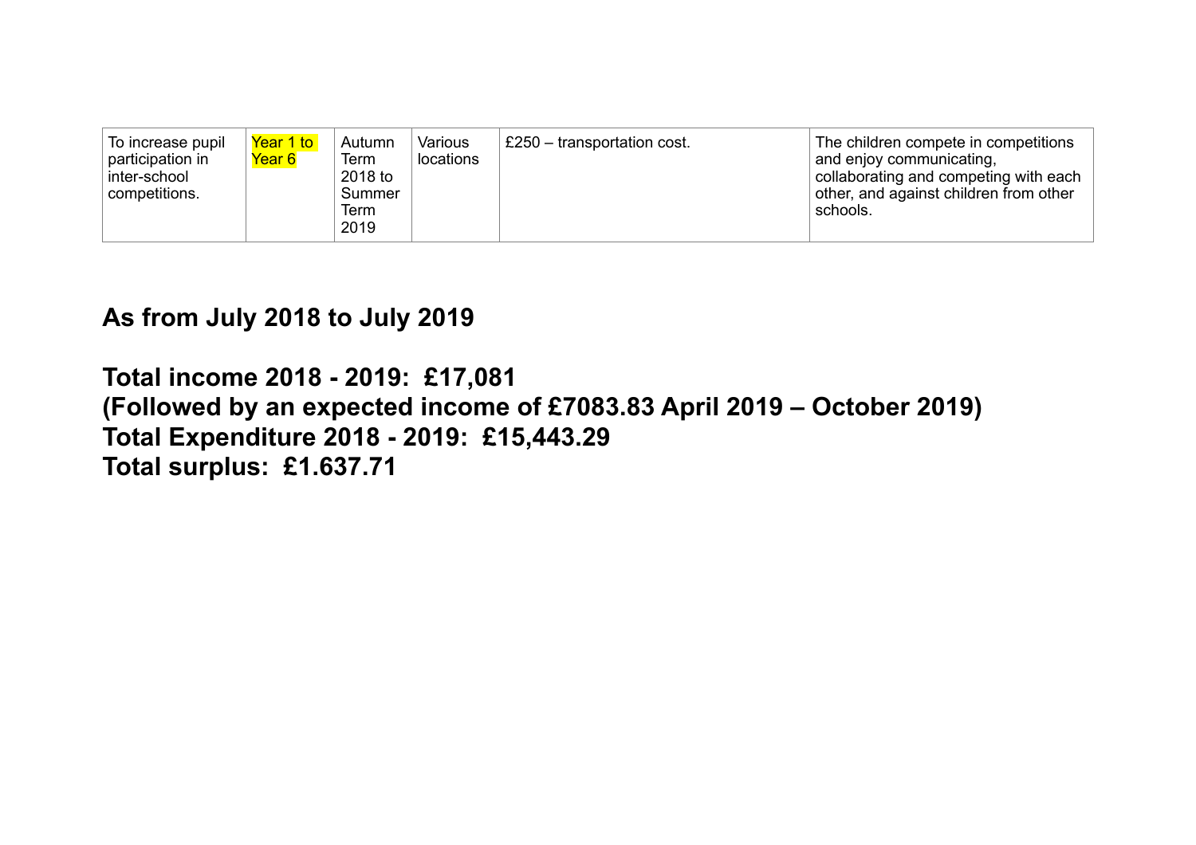| | | | | | |
|---|---|---|---|---|---|
| To increase pupil participation in inter-school competitions. | Year 1 to Year 6 | Autumn Term 2018 to Summer Term 2019 | Various locations | £250 – transportation cost. | The children compete in competitions and enjoy communicating, collaborating and competing with each other, and against children from other schools. |

**As from July 2018 to July 2019**

**Total income 2018 - 2019: £17,081**
**(Followed by an expected income of £7083.83 April 2019 – October 2019)**
**Total Expenditure 2018 - 2019: £15,443.29**
**Total surplus: £1.637.71**